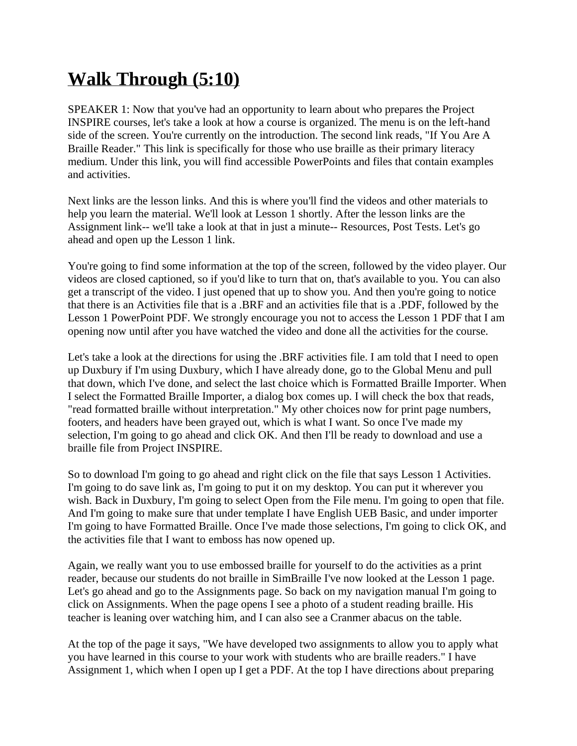# **Walk Through (5:10)**

SPEAKER 1: Now that you've had an opportunity to learn about who prepares the Project INSPIRE courses, let's take a look at how a course is organized. The menu is on the left-hand side of the screen. You're currently on the introduction. The second link reads, "If You Are A Braille Reader." This link is specifically for those who use braille as their primary literacy medium. Under this link, you will find accessible PowerPoints and files that contain examples and activities.

Next links are the lesson links. And this is where you'll find the videos and other materials to help you learn the material. We'll look at Lesson 1 shortly. After the lesson links are the Assignment link-- we'll take a look at that in just a minute-- Resources, Post Tests. Let's go ahead and open up the Lesson 1 link.

You're going to find some information at the top of the screen, followed by the video player. Our videos are closed captioned, so if you'd like to turn that on, that's available to you. You can also get a transcript of the video. I just opened that up to show you. And then you're going to notice that there is an Activities file that is a .BRF and an activities file that is a .PDF, followed by the Lesson 1 PowerPoint PDF. We strongly encourage you not to access the Lesson 1 PDF that I am opening now until after you have watched the video and done all the activities for the course.

Let's take a look at the directions for using the .BRF activities file. I am told that I need to open up Duxbury if I'm using Duxbury, which I have already done, go to the Global Menu and pull that down, which I've done, and select the last choice which is Formatted Braille Importer. When I select the Formatted Braille Importer, a dialog box comes up. I will check the box that reads, "read formatted braille without interpretation." My other choices now for print page numbers, footers, and headers have been grayed out, which is what I want. So once I've made my selection, I'm going to go ahead and click OK. And then I'll be ready to download and use a braille file from Project INSPIRE.

So to download I'm going to go ahead and right click on the file that says Lesson 1 Activities. I'm going to do save link as, I'm going to put it on my desktop. You can put it wherever you wish. Back in Duxbury, I'm going to select Open from the File menu. I'm going to open that file. And I'm going to make sure that under template I have English UEB Basic, and under importer I'm going to have Formatted Braille. Once I've made those selections, I'm going to click OK, and the activities file that I want to emboss has now opened up.

Again, we really want you to use embossed braille for yourself to do the activities as a print reader, because our students do not braille in SimBraille I've now looked at the Lesson 1 page. Let's go ahead and go to the Assignments page. So back on my navigation manual I'm going to click on Assignments. When the page opens I see a photo of a student reading braille. His teacher is leaning over watching him, and I can also see a Cranmer abacus on the table.

At the top of the page it says, "We have developed two assignments to allow you to apply what you have learned in this course to your work with students who are braille readers." I have Assignment 1, which when I open up I get a PDF. At the top I have directions about preparing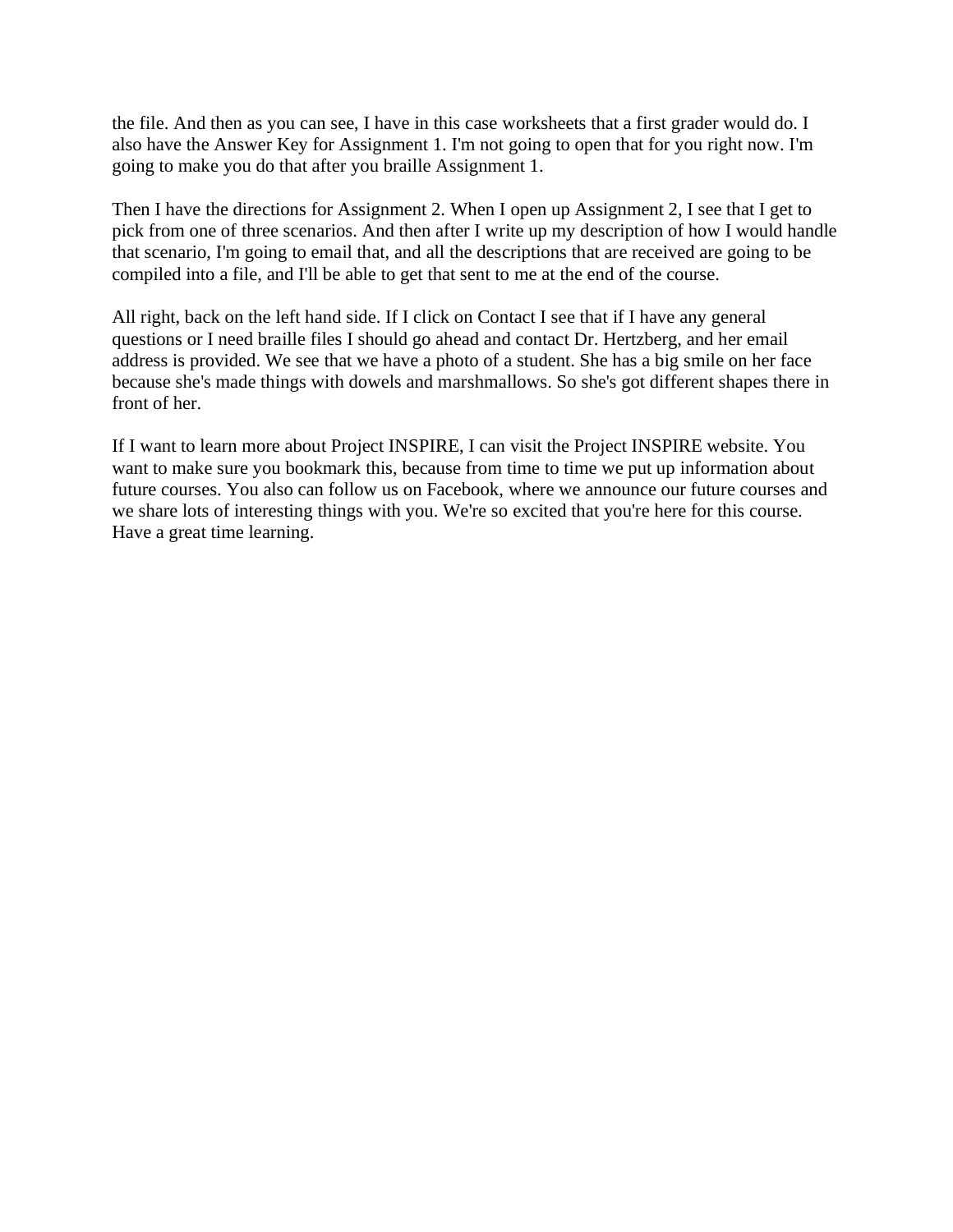the file. And then as you can see, I have in this case worksheets that a first grader would do. I also have the Answer Key for Assignment 1. I'm not going to open that for you right now. I'm going to make you do that after you braille Assignment 1.

Then I have the directions for Assignment 2. When I open up Assignment 2, I see that I get to pick from one of three scenarios. And then after I write up my description of how I would handle that scenario, I'm going to email that, and all the descriptions that are received are going to be compiled into a file, and I'll be able to get that sent to me at the end of the course.

All right, back on the left hand side. If I click on Contact I see that if I have any general questions or I need braille files I should go ahead and contact Dr. Hertzberg, and her email address is provided. We see that we have a photo of a student. She has a big smile on her face because she's made things with dowels and marshmallows. So she's got different shapes there in front of her.

If I want to learn more about Project INSPIRE, I can visit the Project INSPIRE website. You want to make sure you bookmark this, because from time to time we put up information about future courses. You also can follow us on Facebook, where we announce our future courses and we share lots of interesting things with you. We're so excited that you're here for this course. Have a great time learning.